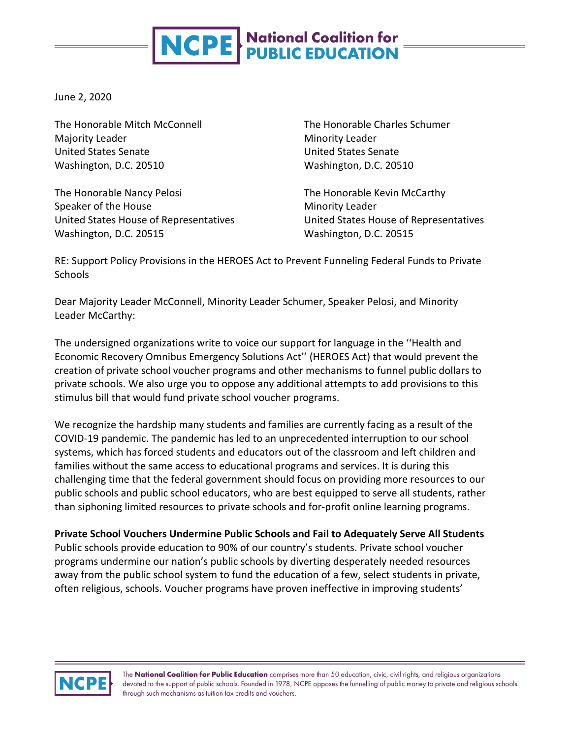# NCPE National Coalition for PUBLIC EDUCATION

June 2, 2020

The Honorable Mitch McConnell
Majority Leader
United States Senate
Washington, D.C. 20510

The Honorable Charles Schumer
Minority Leader
United States Senate
Washington, D.C. 20510

The Honorable Nancy Pelosi
Speaker of the House
United States House of Representatives
Washington, D.C. 20515

The Honorable Kevin McCarthy
Minority Leader
United States House of Representatives
Washington, D.C. 20515

RE: Support Policy Provisions in the HEROES Act to Prevent Funneling Federal Funds to Private Schools

Dear Majority Leader McConnell, Minority Leader Schumer, Speaker Pelosi, and Minority Leader McCarthy:

The undersigned organizations write to voice our support for language in the ''Health and Economic Recovery Omnibus Emergency Solutions Act'' (HEROES Act) that would prevent the creation of private school voucher programs and other mechanisms to funnel public dollars to private schools. We also urge you to oppose any additional attempts to add provisions to this stimulus bill that would fund private school voucher programs.

We recognize the hardship many students and families are currently facing as a result of the COVID-19 pandemic. The pandemic has led to an unprecedented interruption to our school systems, which has forced students and educators out of the classroom and left children and families without the same access to educational programs and services. It is during this challenging time that the federal government should focus on providing more resources to our public schools and public school educators, who are best equipped to serve all students, rather than siphoning limited resources to private schools and for-profit online learning programs.

**Private School Vouchers Undermine Public Schools and Fail to Adequately Serve All Students**

Public schools provide education to 90% of our country's students. Private school voucher programs undermine our nation's public schools by diverting desperately needed resources away from the public school system to fund the education of a few, select students in private, often religious, schools. Voucher programs have proven ineffective in improving students'

The **National Coalition for Public Education** comprises more than 50 education, civic, civil rights, and religious organizations devoted to the support of public schools. Founded in 1978, NCPE opposes the funnelling of public money to private and religious schools through such mechanisms as tuition tax credits and vouchers.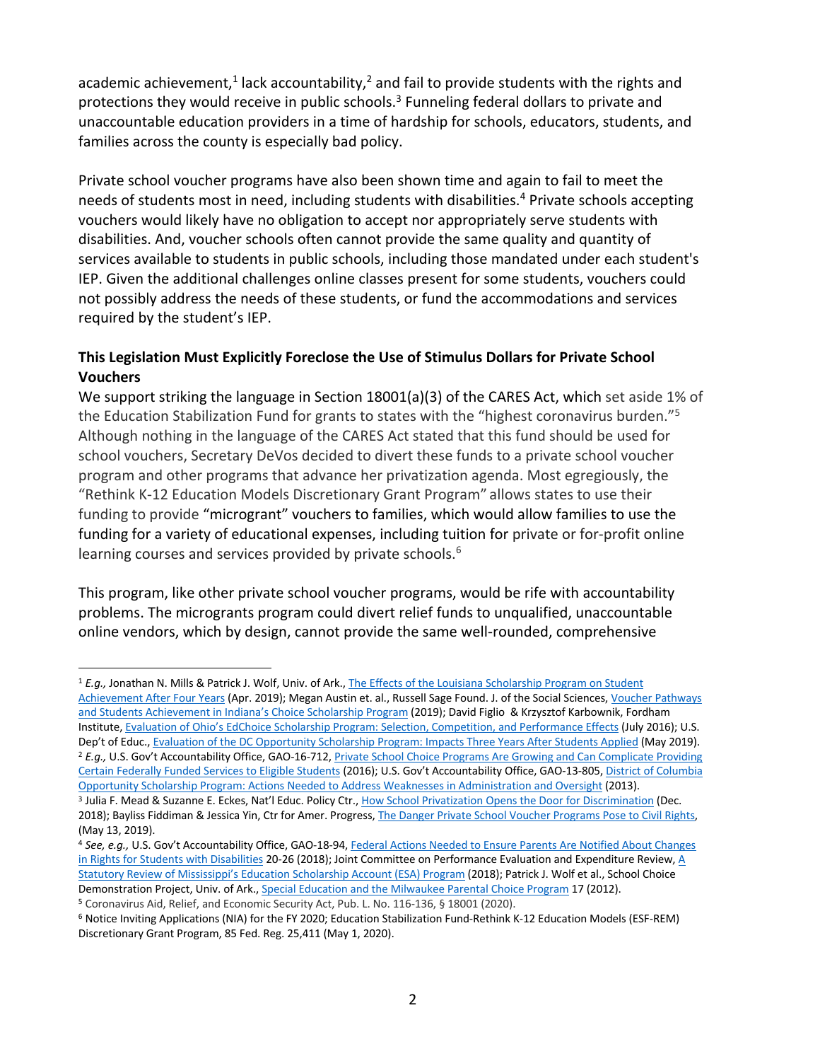academic achievement,[1] lack accountability,[2] and fail to provide students with the rights and protections they would receive in public schools.[3] Funneling federal dollars to private and unaccountable education providers in a time of hardship for schools, educators, students, and families across the county is especially bad policy.

Private school voucher programs have also been shown time and again to fail to meet the needs of students most in need, including students with disabilities.[4] Private schools accepting vouchers would likely have no obligation to accept nor appropriately serve students with disabilities. And, voucher schools often cannot provide the same quality and quantity of services available to students in public schools, including those mandated under each student's IEP. Given the additional challenges online classes present for some students, vouchers could not possibly address the needs of these students, or fund the accommodations and services required by the student's IEP.

**This Legislation Must Explicitly Foreclose the Use of Stimulus Dollars for Private School Vouchers**

We support striking the language in Section 18001(a)(3) of the CARES Act, which set aside 1% of the Education Stabilization Fund for grants to states with the "highest coronavirus burden."[5] Although nothing in the language of the CARES Act stated that this fund should be used for school vouchers, Secretary DeVos decided to divert these funds to a private school voucher program and other programs that advance her privatization agenda. Most egregiously, the "Rethink K-12 Education Models Discretionary Grant Program" allows states to use their funding to provide "microgrant" vouchers to families, which would allow families to use the funding for a variety of educational expenses, including tuition for private or for-profit online learning courses and services provided by private schools.[6]

This program, like other private school voucher programs, would be rife with accountability problems. The microgrants program could divert relief funds to unqualified, unaccountable online vendors, which by design, cannot provide the same well-rounded, comprehensive

---

[1] *E.g.,* Jonathan N. Mills & Patrick J. Wolf, Univ. of Ark., The Effects of the Louisiana Scholarship Program on Student Achievement After Four Years (Apr. 2019); Megan Austin et. al., Russell Sage Found. J. of the Social Sciences, Voucher Pathways and Students Achievement in Indiana's Choice Scholarship Program (2019); David Figlio & Krzysztof Karbownik, Fordham Institute, Evaluation of Ohio's EdChoice Scholarship Program: Selection, Competition, and Performance Effects (July 2016); U.S. Dep't of Educ., Evaluation of the DC Opportunity Scholarship Program: Impacts Three Years After Students Applied (May 2019).

[2] *E.g.,* U.S. Gov't Accountability Office, GAO-16-712, Private School Choice Programs Are Growing and Can Complicate Providing Certain Federally Funded Services to Eligible Students (2016); U.S. Gov't Accountability Office, GAO-13-805, District of Columbia Opportunity Scholarship Program: Actions Needed to Address Weaknesses in Administration and Oversight (2013).

[3] Julia F. Mead & Suzanne E. Eckes, Nat'l Educ. Policy Ctr., How School Privatization Opens the Door for Discrimination (Dec. 2018); Bayliss Fiddiman & Jessica Yin, Ctr for Amer. Progress, The Danger Private School Voucher Programs Pose to Civil Rights, (May 13, 2019).

[4] *See, e.g.,* U.S. Gov't Accountability Office, GAO-18-94, Federal Actions Needed to Ensure Parents Are Notified About Changes in Rights for Students with Disabilities 20-26 (2018); Joint Committee on Performance Evaluation and Expenditure Review, A Statutory Review of Mississippi's Education Scholarship Account (ESA) Program (2018); Patrick J. Wolf et al., School Choice Demonstration Project, Univ. of Ark., Special Education and the Milwaukee Parental Choice Program 17 (2012).

[5] Coronavirus Aid, Relief, and Economic Security Act, Pub. L. No. 116-136, § 18001 (2020).

[6] Notice Inviting Applications (NIA) for the FY 2020; Education Stabilization Fund-Rethink K-12 Education Models (ESF-REM) Discretionary Grant Program, 85 Fed. Reg. 25,411 (May 1, 2020).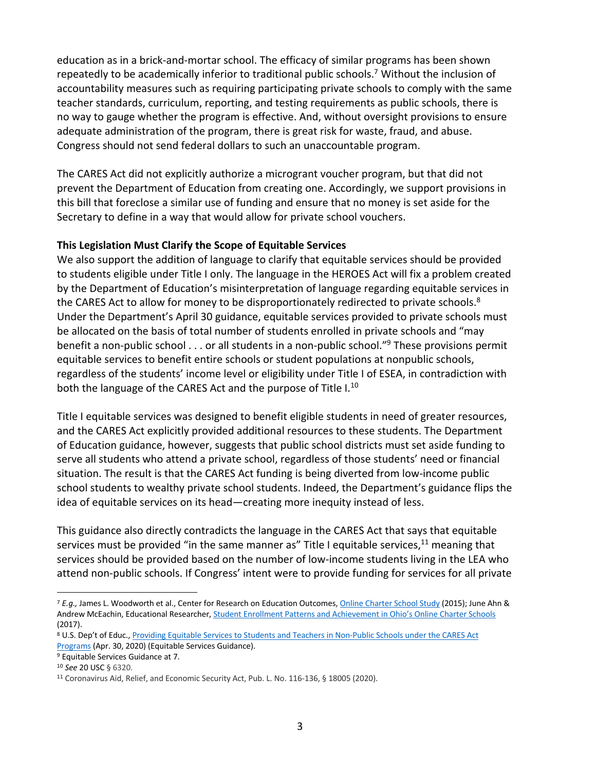education as in a brick-and-mortar school. The efficacy of similar programs has been shown repeatedly to be academically inferior to traditional public schools.[7] Without the inclusion of accountability measures such as requiring participating private schools to comply with the same teacher standards, curriculum, reporting, and testing requirements as public schools, there is no way to gauge whether the program is effective. And, without oversight provisions to ensure adequate administration of the program, there is great risk for waste, fraud, and abuse. Congress should not send federal dollars to such an unaccountable program.

The CARES Act did not explicitly authorize a microgrant voucher program, but that did not prevent the Department of Education from creating one. Accordingly, we support provisions in this bill that foreclose a similar use of funding and ensure that no money is set aside for the Secretary to define in a way that would allow for private school vouchers.

**This Legislation Must Clarify the Scope of Equitable Services**

We also support the addition of language to clarify that equitable services should be provided to students eligible under Title I only. The language in the HEROES Act will fix a problem created by the Department of Education's misinterpretation of language regarding equitable services in the CARES Act to allow for money to be disproportionately redirected to private schools.[8] Under the Department's April 30 guidance, equitable services provided to private schools must be allocated on the basis of total number of students enrolled in private schools and "may benefit a non-public school . . . or all students in a non-public school."[9] These provisions permit equitable services to benefit entire schools or student populations at nonpublic schools, regardless of the students' income level or eligibility under Title I of ESEA, in contradiction with both the language of the CARES Act and the purpose of Title I.[10]

Title I equitable services was designed to benefit eligible students in need of greater resources, and the CARES Act explicitly provided additional resources to these students. The Department of Education guidance, however, suggests that public school districts must set aside funding to serve all students who attend a private school, regardless of those students' need or financial situation. The result is that the CARES Act funding is being diverted from low-income public school students to wealthy private school students. Indeed, the Department's guidance flips the idea of equitable services on its head—creating more inequity instead of less.

This guidance also directly contradicts the language in the CARES Act that says that equitable services must be provided "in the same manner as" Title I equitable services,[11] meaning that services should be provided based on the number of low-income students living in the LEA who attend non-public schools. If Congress' intent were to provide funding for services for all private

---

[7] *E.g.,* James L. Woodworth et al., Center for Research on Education Outcomes, Online Charter School Study (2015); June Ahn & Andrew McEachin, Educational Researcher, Student Enrollment Patterns and Achievement in Ohio's Online Charter Schools (2017).

[8] U.S. Dep't of Educ., Providing Equitable Services to Students and Teachers in Non-Public Schools under the CARES Act Programs (Apr. 30, 2020) (Equitable Services Guidance).

[9] Equitable Services Guidance at 7.

[10] *See* 20 USC § 6320.

[11] Coronavirus Aid, Relief, and Economic Security Act, Pub. L. No. 116-136, § 18005 (2020).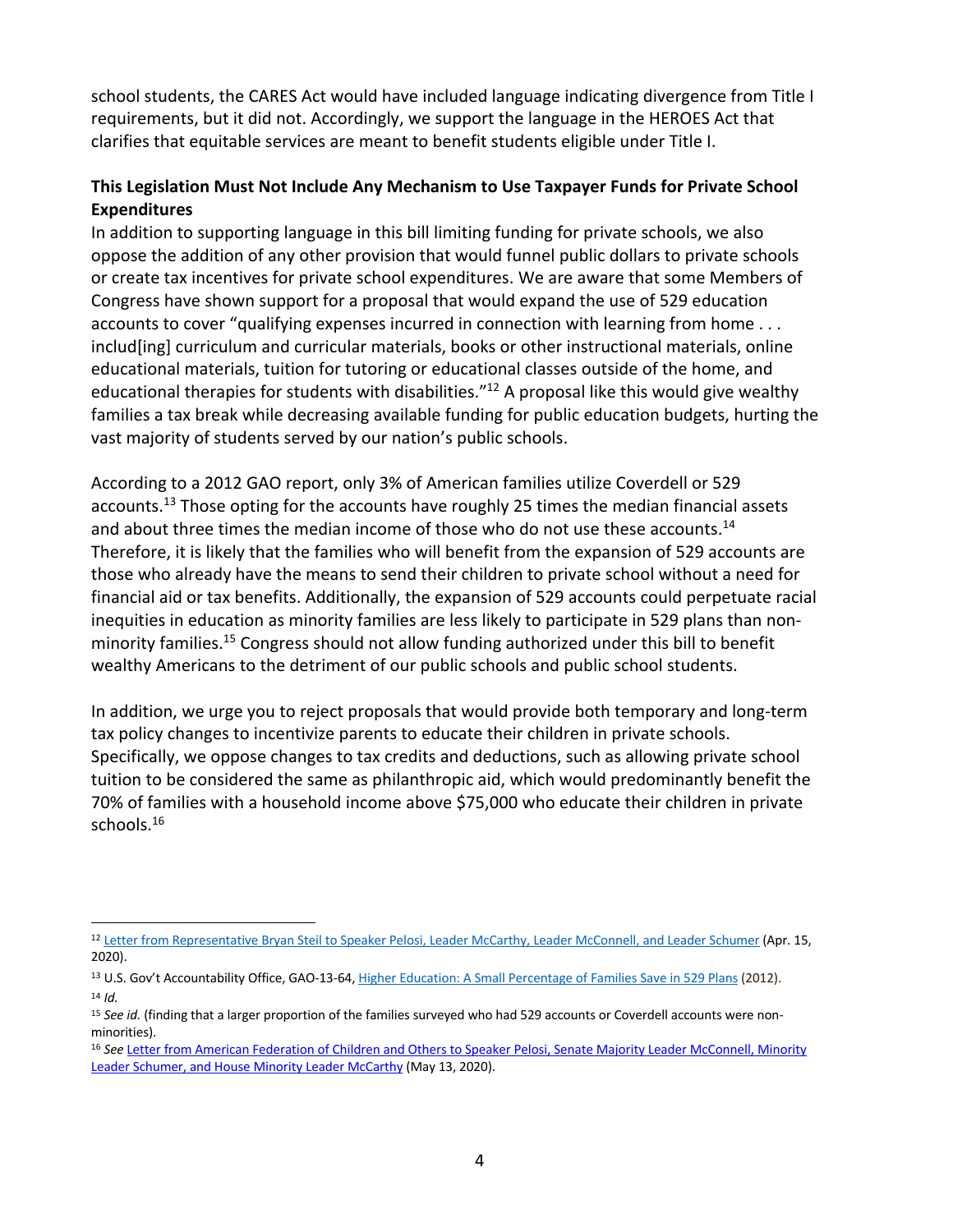school students, the CARES Act would have included language indicating divergence from Title I requirements, but it did not. Accordingly, we support the language in the HEROES Act that clarifies that equitable services are meant to benefit students eligible under Title I.

**This Legislation Must Not Include Any Mechanism to Use Taxpayer Funds for Private School Expenditures**

In addition to supporting language in this bill limiting funding for private schools, we also oppose the addition of any other provision that would funnel public dollars to private schools or create tax incentives for private school expenditures. We are aware that some Members of Congress have shown support for a proposal that would expand the use of 529 education accounts to cover "qualifying expenses incurred in connection with learning from home . . . includ[ing] curriculum and curricular materials, books or other instructional materials, online educational materials, tuition for tutoring or educational classes outside of the home, and educational therapies for students with disabilities."[12] A proposal like this would give wealthy families a tax break while decreasing available funding for public education budgets, hurting the vast majority of students served by our nation's public schools.

According to a 2012 GAO report, only 3% of American families utilize Coverdell or 529 accounts.[13] Those opting for the accounts have roughly 25 times the median financial assets and about three times the median income of those who do not use these accounts.[14] Therefore, it is likely that the families who will benefit from the expansion of 529 accounts are those who already have the means to send their children to private school without a need for financial aid or tax benefits. Additionally, the expansion of 529 accounts could perpetuate racial inequities in education as minority families are less likely to participate in 529 plans than non-minority families.[15] Congress should not allow funding authorized under this bill to benefit wealthy Americans to the detriment of our public schools and public school students.

In addition, we urge you to reject proposals that would provide both temporary and long-term tax policy changes to incentivize parents to educate their children in private schools. Specifically, we oppose changes to tax credits and deductions, such as allowing private school tuition to be considered the same as philanthropic aid, which would predominantly benefit the 70% of families with a household income above $75,000 who educate their children in private schools.[16]

---

[12] Letter from Representative Bryan Steil to Speaker Pelosi, Leader McCarthy, Leader McConnell, and Leader Schumer (Apr. 15, 2020).

[13] U.S. Gov't Accountability Office, GAO-13-64, Higher Education: A Small Percentage of Families Save in 529 Plans (2012).

[14] *Id.*

[15] *See id.* (finding that a larger proportion of the families surveyed who had 529 accounts or Coverdell accounts were non-minorities).

[16] *See* Letter from American Federation of Children and Others to Speaker Pelosi, Senate Majority Leader McConnell, Minority Leader Schumer, and House Minority Leader McCarthy (May 13, 2020).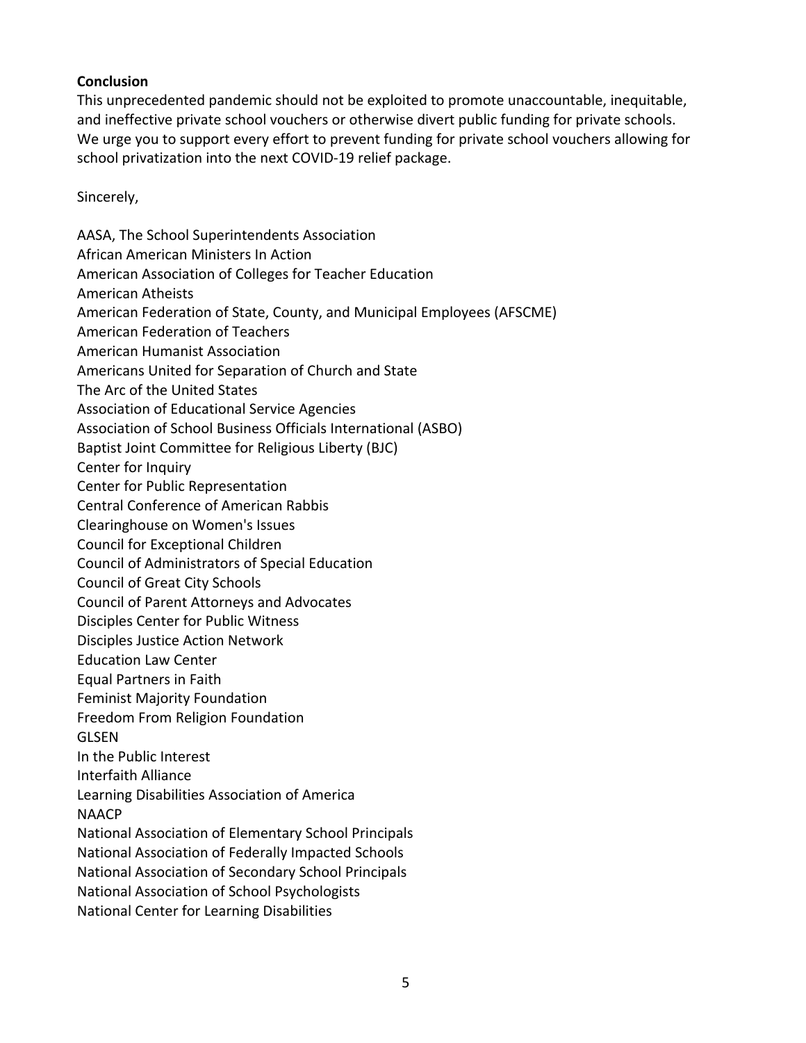**Conclusion**

This unprecedented pandemic should not be exploited to promote unaccountable, inequitable, and ineffective private school vouchers or otherwise divert public funding for private schools. We urge you to support every effort to prevent funding for private school vouchers allowing for school privatization into the next COVID-19 relief package.

Sincerely,

AASA, The School Superintendents Association
African American Ministers In Action
American Association of Colleges for Teacher Education
American Atheists
American Federation of State, County, and Municipal Employees (AFSCME)
American Federation of Teachers
American Humanist Association
Americans United for Separation of Church and State
The Arc of the United States
Association of Educational Service Agencies
Association of School Business Officials International (ASBO)
Baptist Joint Committee for Religious Liberty (BJC)
Center for Inquiry
Center for Public Representation
Central Conference of American Rabbis
Clearinghouse on Women's Issues
Council for Exceptional Children
Council of Administrators of Special Education
Council of Great City Schools
Council of Parent Attorneys and Advocates
Disciples Center for Public Witness
Disciples Justice Action Network
Education Law Center
Equal Partners in Faith
Feminist Majority Foundation
Freedom From Religion Foundation
GLSEN
In the Public Interest
Interfaith Alliance
Learning Disabilities Association of America
NAACP
National Association of Elementary School Principals
National Association of Federally Impacted Schools
National Association of Secondary School Principals
National Association of School Psychologists
National Center for Learning Disabilities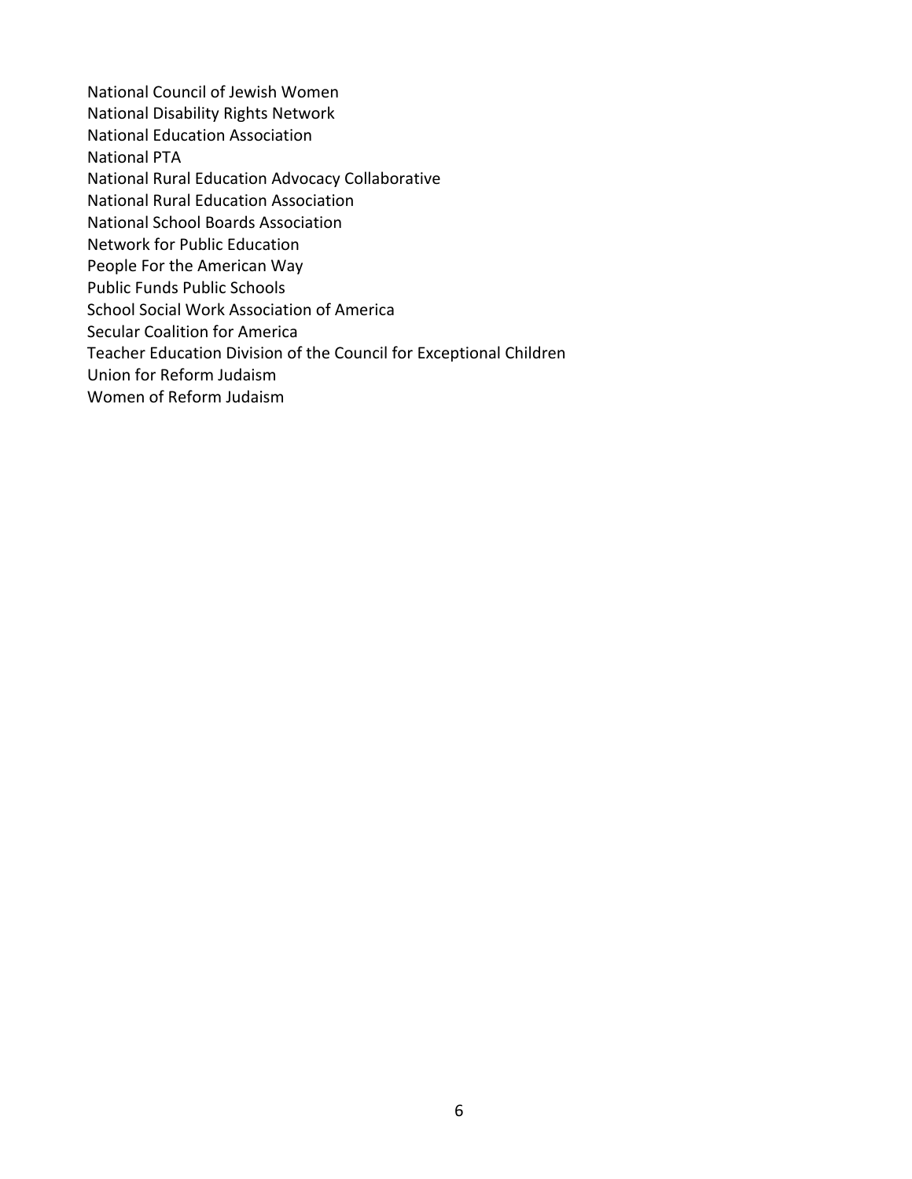National Council of Jewish Women
National Disability Rights Network
National Education Association
National PTA
National Rural Education Advocacy Collaborative
National Rural Education Association
National School Boards Association
Network for Public Education
People For the American Way
Public Funds Public Schools
School Social Work Association of America
Secular Coalition for America
Teacher Education Division of the Council for Exceptional Children
Union for Reform Judaism
Women of Reform Judaism